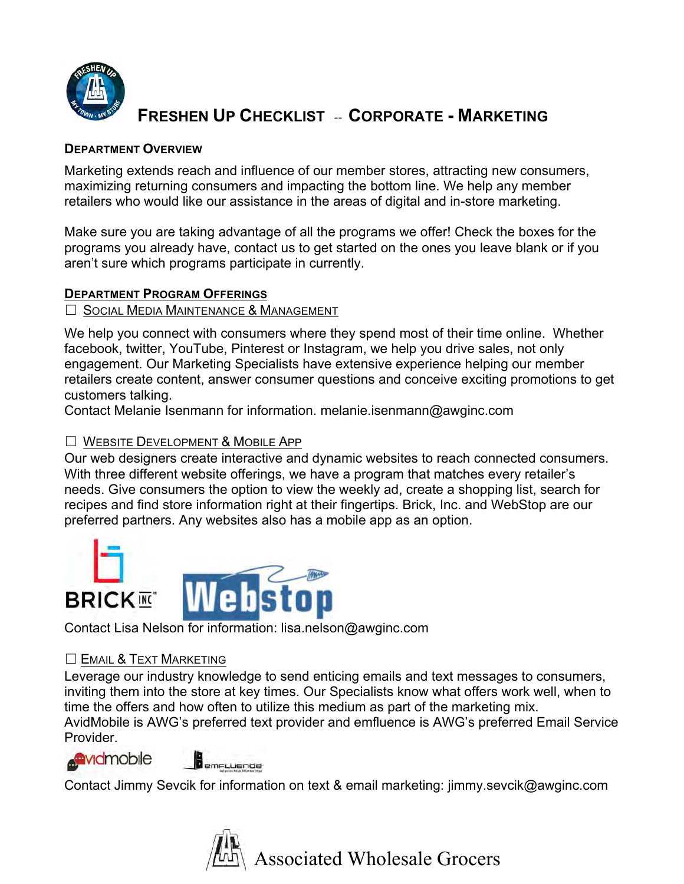# Freshen Up Checklist -- Corporate - Marketing

## Department Overview

Marketing extends reach and influence of our member stores, attracting new consumers, maximizing returning consumers and impacting the bottom line. We help any member retailers who would like our assistance in the areas of digital and in-store marketing.

Make sure you are taking advantage of all the programs we offer! Check the boxes for the programs you already have, contact us to get started on the ones you leave blank or if you aren't sure which programs participate in currently.

## Department Program Offerings

☐ Social Media Maintenance & Management

We help you connect with consumers where they spend most of their time online. Whether facebook, twitter, YouTube, Pinterest or Instagram, we help you drive sales, not only engagement. Our Marketing Specialists have extensive experience helping our member retailers create content, answer consumer questions and conceive exciting promotions to get customers talking.
Contact Melanie Isenmann for information. melanie.isenmann@awginc.com

☐ Website Development & Mobile App

Our web designers create interactive and dynamic websites to reach connected consumers. With three different website offerings, we have a program that matches every retailer's needs. Give consumers the option to view the weekly ad, create a shopping list, search for recipes and find store information right at their fingertips. Brick, Inc. and WebStop are our preferred partners. Any websites also has a mobile app as an option.

Contact Lisa Nelson for information: lisa.nelson@awginc.com

☐ Email & Text Marketing

Leverage our industry knowledge to send enticing emails and text messages to consumers, inviting them into the store at key times. Our Specialists know what offers work well, when to time the offers and how often to utilize this medium as part of the marketing mix.
AvidMobile is AWG's preferred text provider and emfluence is AWG's preferred Email Service Provider.

Contact Jimmy Sevcik for information on text & email marketing: jimmy.sevcik@awginc.com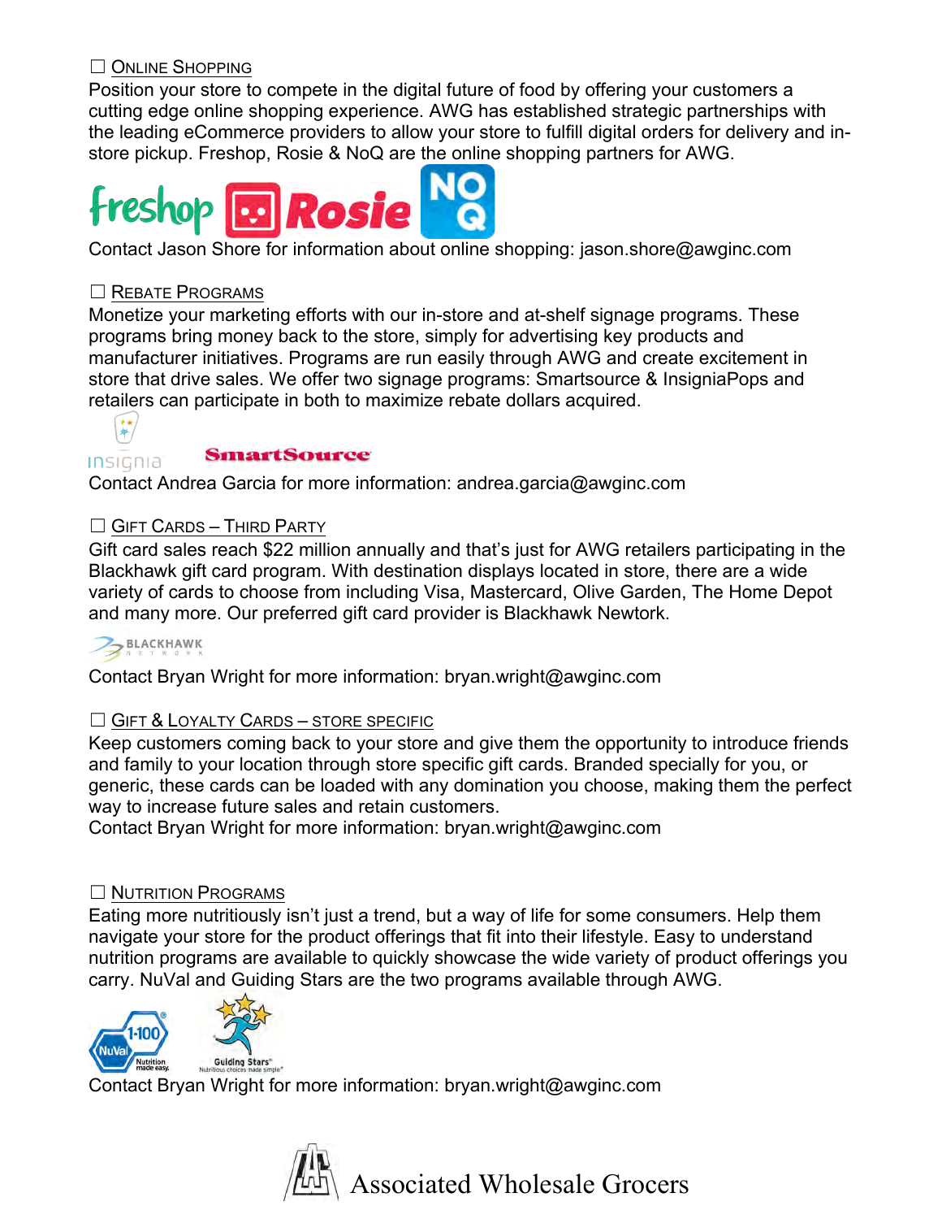☐ <u>ONLINE SHOPPING</u>

Position your store to compete in the digital future of food by offering your customers a cutting edge online shopping experience. AWG has established strategic partnerships with the leading eCommerce providers to allow your store to fulfill digital orders for delivery and in-store pickup. Freshop, Rosie & NoQ are the online shopping partners for AWG.

Contact Jason Shore for information about online shopping: jason.shore@awginc.com

☐ <u>REBATE PROGRAMS</u>

Monetize your marketing efforts with our in-store and at-shelf signage programs. These programs bring money back to the store, simply for advertising key products and manufacturer initiatives. Programs are run easily through AWG and create excitement in store that drive sales. We offer two signage programs: Smartsource & InsigniaPops and retailers can participate in both to maximize rebate dollars acquired.

Contact Andrea Garcia for more information: andrea.garcia@awginc.com

☐ <u>GIFT CARDS – THIRD PARTY</u>

Gift card sales reach $22 million annually and that's just for AWG retailers participating in the Blackhawk gift card program. With destination displays located in store, there are a wide variety of cards to choose from including Visa, Mastercard, Olive Garden, The Home Depot and many more. Our preferred gift card provider is Blackhawk Newtork.

Contact Bryan Wright for more information: bryan.wright@awginc.com

☐ <u>GIFT & LOYALTY CARDS – STORE SPECIFIC</u>

Keep customers coming back to your store and give them the opportunity to introduce friends and family to your location through store specific gift cards. Branded specially for you, or generic, these cards can be loaded with any domination you choose, making them the perfect way to increase future sales and retain customers.

Contact Bryan Wright for more information: bryan.wright@awginc.com

☐ <u>NUTRITION PROGRAMS</u>

Eating more nutritiously isn't just a trend, but a way of life for some consumers. Help them navigate your store for the product offerings that fit into their lifestyle. Easy to understand nutrition programs are available to quickly showcase the wide variety of product offerings you carry. NuVal and Guiding Stars are the two programs available through AWG.

Contact Bryan Wright for more information: bryan.wright@awginc.com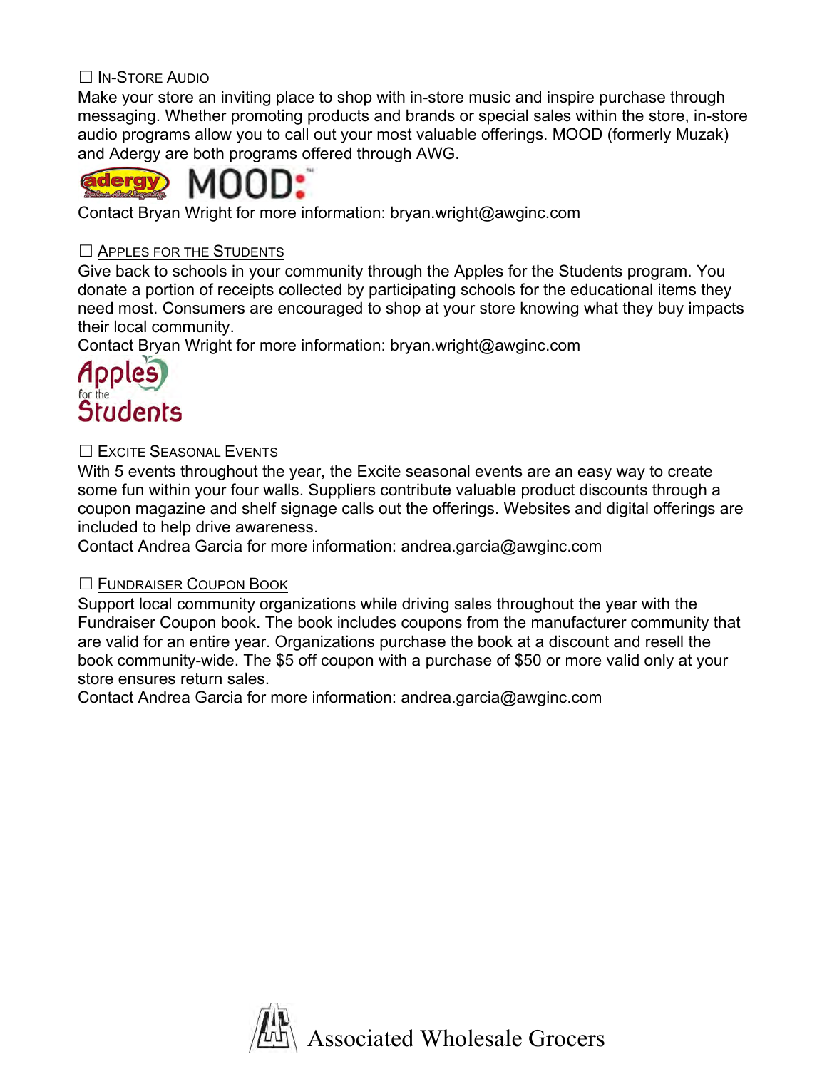☐ IN-STORE AUDIO

Make your store an inviting place to shop with in-store music and inspire purchase through messaging. Whether promoting products and brands or special sales within the store, in-store audio programs allow you to call out your most valuable offerings. MOOD (formerly Muzak) and Adergy are both programs offered through AWG.

Contact Bryan Wright for more information: bryan.wright@awginc.com

☐ APPLES FOR THE STUDENTS

Give back to schools in your community through the Apples for the Students program. You donate a portion of receipts collected by participating schools for the educational items they need most. Consumers are encouraged to shop at your store knowing what they buy impacts their local community.

Contact Bryan Wright for more information: bryan.wright@awginc.com

☐ EXCITE SEASONAL EVENTS

With 5 events throughout the year, the Excite seasonal events are an easy way to create some fun within your four walls. Suppliers contribute valuable product discounts through a coupon magazine and shelf signage calls out the offerings. Websites and digital offerings are included to help drive awareness.

Contact Andrea Garcia for more information: andrea.garcia@awginc.com

☐ FUNDRAISER COUPON BOOK

Support local community organizations while driving sales throughout the year with the Fundraiser Coupon book. The book includes coupons from the manufacturer community that are valid for an entire year. Organizations purchase the book at a discount and resell the book community-wide. The $5 off coupon with a purchase of $50 or more valid only at your store ensures return sales.

Contact Andrea Garcia for more information: andrea.garcia@awginc.com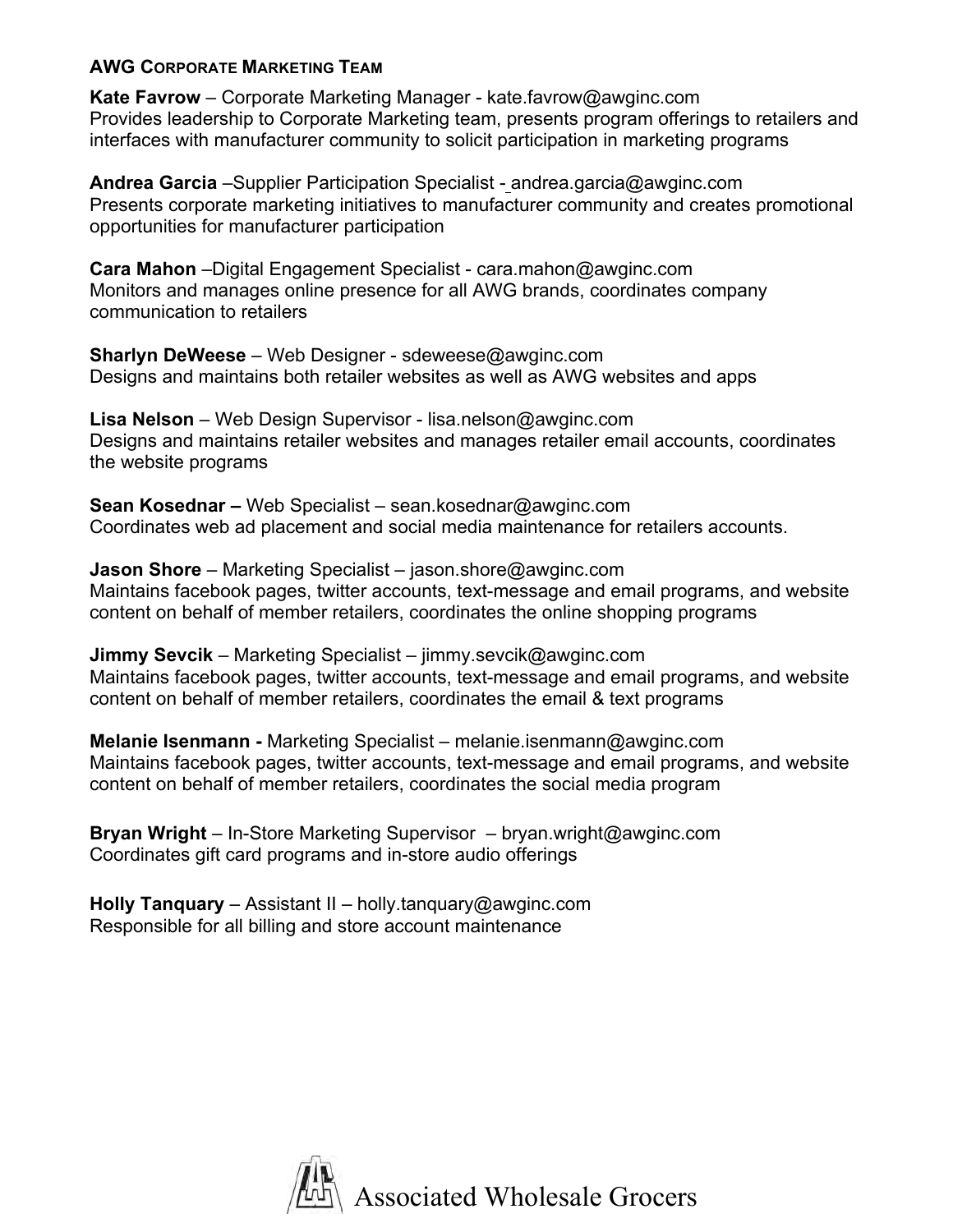**AWG CORPORATE MARKETING TEAM**

**Kate Favrow** – Corporate Marketing Manager - kate.favrow@awginc.com
Provides leadership to Corporate Marketing team, presents program offerings to retailers and interfaces with manufacturer community to solicit participation in marketing programs

**Andrea Garcia** –Supplier Participation Specialist - andrea.garcia@awginc.com
Presents corporate marketing initiatives to manufacturer community and creates promotional opportunities for manufacturer participation

**Cara Mahon** –Digital Engagement Specialist - cara.mahon@awginc.com
Monitors and manages online presence for all AWG brands, coordinates company communication to retailers

**Sharlyn DeWeese** – Web Designer - sdeweese@awginc.com
Designs and maintains both retailer websites as well as AWG websites and apps

**Lisa Nelson** – Web Design Supervisor - lisa.nelson@awginc.com
Designs and maintains retailer websites and manages retailer email accounts, coordinates the website programs

**Sean Kosednar –** Web Specialist – sean.kosednar@awginc.com
Coordinates web ad placement and social media maintenance for retailers accounts.

**Jason Shore** – Marketing Specialist – jason.shore@awginc.com
Maintains facebook pages, twitter accounts, text-message and email programs, and website content on behalf of member retailers, coordinates the online shopping programs

**Jimmy Sevcik** – Marketing Specialist – jimmy.sevcik@awginc.com
Maintains facebook pages, twitter accounts, text-message and email programs, and website content on behalf of member retailers, coordinates the email & text programs

**Melanie Isenmann -** Marketing Specialist – melanie.isenmann@awginc.com
Maintains facebook pages, twitter accounts, text-message and email programs, and website content on behalf of member retailers, coordinates the social media program

**Bryan Wright** – In-Store Marketing Supervisor – bryan.wright@awginc.com
Coordinates gift card programs and in-store audio offerings

**Holly Tanquary** – Assistant II – holly.tanquary@awginc.com
Responsible for all billing and store account maintenance

Associated Wholesale Grocers